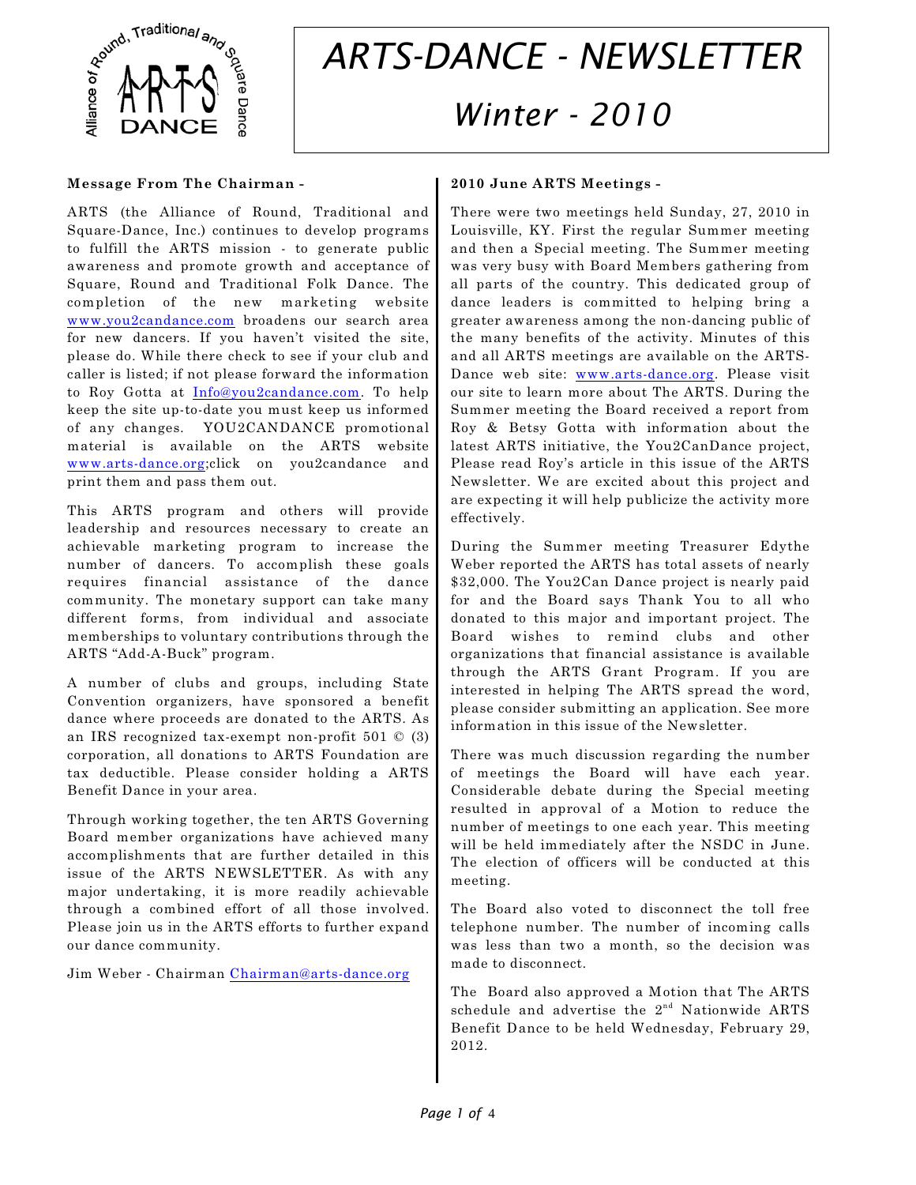# ARTS-DANCE - NEWSLETTER

## Winter - 2010

### Message From The Chairman -

ARTS (the Alliance of Round, Traditional and Square-Dance, Inc.) continues to develop programs to fulfill the ARTS mission - to generate public awareness and promote growth and acceptance of Square, Round and Traditional Folk Dance. The completion of the new marketing website www.you2candance.com broadens our search area for new dancers. If you haven't visited the site, please do. While there check to see if your club and caller is listed; if not please forward the information to Roy Gotta at Info@you2candance.com. To help keep the site up-to-date you must keep us informed of any changes. YOU2CANDANCE promotional material is available on the ARTS website www.arts-dance.org;click on you2candance and print them and pass them out.

This ARTS program and others will provide leadership and resources necessary to create an achievable marketing program to increase the number of dancers. To accomplish these goals requires financial assistance of the dance community. The monetary support can take many different forms, from individual and associate memberships to voluntary contributions through the ARTS "Add-A-Buck" program.

A number of clubs and groups, including State Convention organizers, have sponsored a benefit dance where proceeds are donated to the ARTS. As an IRS recognized tax-exempt non-profit 501 © (3) corporation, all donations to ARTS Foundation are tax deductible. Please consider holding a ARTS Benefit Dance in your area.

Through working together, the ten ARTS Governing Board member organizations have achieved many accomplishments that are further detailed in this issue of the ARTS NEWSLETTER. As with any major undertaking, it is more readily achievable through a combined effort of all those involved. Please join us in the ARTS efforts to further expand our dance community.

Jim Weber - Chairman Chairman@arts-dance.org

### 2010 June ARTS Meetings -

There were two meetings held Sunday, 27, 2010 in Louisville, KY. First the regular Summer meeting and then a Special meeting. The Summer meeting was very busy with Board Members gathering from all parts of the country. This dedicated group of dance leaders is committed to helping bring a greater awareness among the non-dancing public of the many benefits of the activity. Minutes of this and all ARTS meetings are available on the ARTS-Dance web site: www.arts-dance.org. Please visit our site to learn more about The ARTS. During the Summer meeting the Board received a report from Roy & Betsy Gotta with information about the latest ARTS initiative, the You2CanDance project, Please read Roy's article in this issue of the ARTS Newsletter. We are excited about this project and are expecting it will help publicize the activity more effectively.

During the Summer meeting Treasurer Edythe Weber reported the ARTS has total assets of nearly $32,000. The You2Can Dance project is nearly paid for and the Board says Thank You to all who donated to this major and important project. The Board wishes to remind clubs and other organizations that financial assistance is available through the ARTS Grant Program. If you are interested in helping The ARTS spread the word, please consider submitting an application. See more information in this issue of the Newsletter.

There was much discussion regarding the number of meetings the Board will have each year. Considerable debate during the Special meeting resulted in approval of a Motion to reduce the number of meetings to one each year. This meeting will be held immediately after the NSDC in June. The election of officers will be conducted at this meeting.

The Board also voted to disconnect the toll free telephone number. The number of incoming calls was less than two a month, so the decision was made to disconnect.

The Board also approved a Motion that The ARTS schedule and advertise the 2nd Nationwide ARTS Benefit Dance to be held Wednesday, February 29, 2012.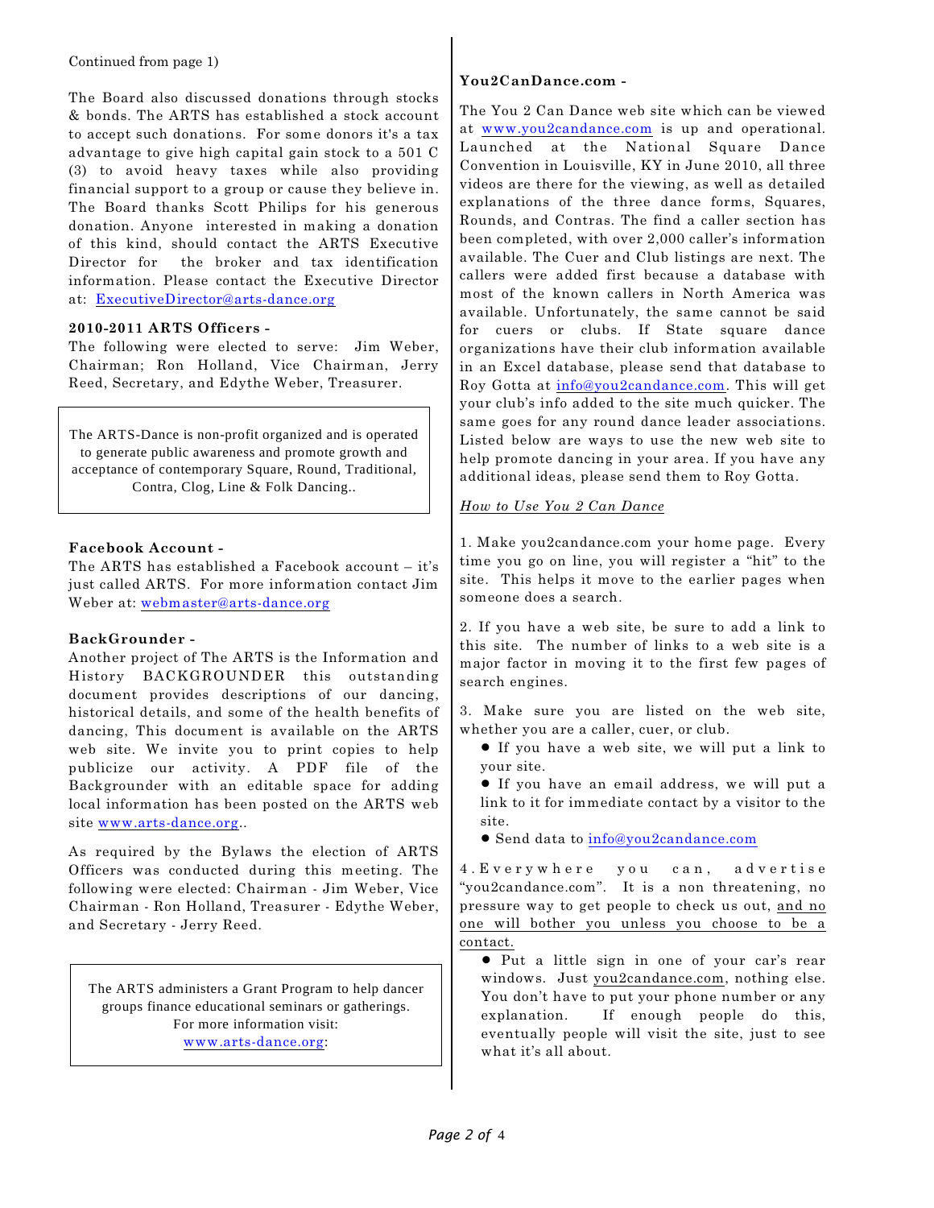Continued from page 1)

The Board also discussed donations through stocks & bonds. The ARTS has established a stock account to accept such donations. For some donors it's a tax advantage to give high capital gain stock to a 501 C (3) to avoid heavy taxes while also providing financial support to a group or cause they believe in. The Board thanks Scott Philips for his generous donation. Anyone interested in making a donation of this kind, should contact the ARTS Executive Director for the broker and tax identification information. Please contact the Executive Director at: ExecutiveDirector@arts-dance.org

**2010-2011 ARTS Officers -**

The following were elected to serve: Jim Weber, Chairman; Ron Holland, Vice Chairman, Jerry Reed, Secretary, and Edythe Weber, Treasurer.

> The ARTS-Dance is non-profit organized and is operated to generate public awareness and promote growth and acceptance of contemporary Square, Round, Traditional, Contra, Clog, Line & Folk Dancing..

**Facebook Account -**

The ARTS has established a Facebook account – it's just called ARTS. For more information contact Jim Weber at: webmaster@arts-dance.org

**BackGrounder -**

Another project of The ARTS is the Information and History BACKGROUNDER this outstanding document provides descriptions of our dancing, historical details, and some of the health benefits of dancing, This document is available on the ARTS web site. We invite you to print copies to help publicize our activity. A PDF file of the Backgrounder with an editable space for adding local information has been posted on the ARTS web site www.arts-dance.org..

As required by the Bylaws the election of ARTS Officers was conducted during this meeting. The following were elected: Chairman - Jim Weber, Vice Chairman - Ron Holland, Treasurer - Edythe Weber, and Secretary - Jerry Reed.

> The ARTS administers a Grant Program to help dancer groups finance educational seminars or gatherings. For more information visit: www.arts-dance.org:

**You2CanDance.com -**

The You 2 Can Dance web site which can be viewed at www.you2candance.com is up and operational. Launched at the National Square Dance Convention in Louisville, KY in June 2010, all three videos are there for the viewing, as well as detailed explanations of the three dance forms, Squares, Rounds, and Contras. The find a caller section has been completed, with over 2,000 caller's information available. The Cuer and Club listings are next. The callers were added first because a database with most of the known callers in North America was available. Unfortunately, the same cannot be said for cuers or clubs. If State square dance organizations have their club information available in an Excel database, please send that database to Roy Gotta at info@you2candance.com. This will get your club's info added to the site much quicker. The same goes for any round dance leader associations. Listed below are ways to use the new web site to help promote dancing in your area. If you have any additional ideas, please send them to Roy Gotta.

*How to Use You 2 Can Dance*

1. Make you2candance.com your home page. Every time you go on line, you will register a "hit" to the site. This helps it move to the earlier pages when someone does a search.

2. If you have a web site, be sure to add a link to this site. The number of links to a web site is a major factor in moving it to the first few pages of search engines.

3. Make sure you are listed on the web site, whether you are a caller, cuer, or club.

- If you have a web site, we will put a link to your site.
- If you have an email address, we will put a link to it for immediate contact by a visitor to the site.
- Send data to info@you2candance.com

4. Everywhere you can, advertise "you2candance.com". It is a non threatening, no pressure way to get people to check us out, and no one will bother you unless you choose to be a contact.

- Put a little sign in one of your car's rear windows. Just you2candance.com, nothing else. You don't have to put your phone number or any explanation. If enough people do this, eventually people will visit the site, just to see what it's all about.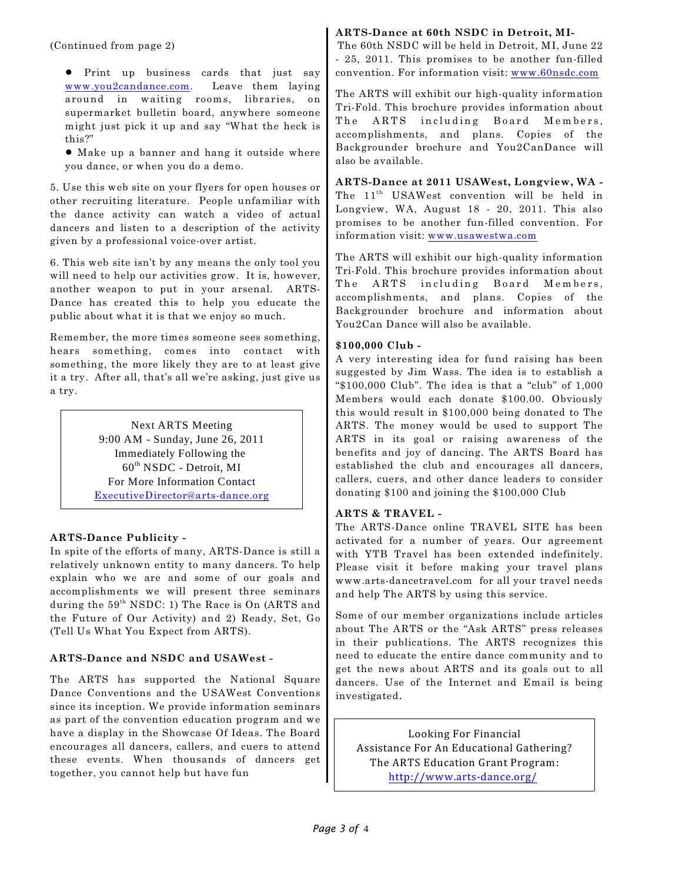(Continued from page 2)

- Print up business cards that just say www.you2candance.com. Leave them laying around in waiting rooms, libraries, on supermarket bulletin board, anywhere someone might just pick it up and say "What the heck is this?"
- Make up a banner and hang it outside where you dance, or when you do a demo.

5. Use this web site on your flyers for open houses or other recruiting literature. People unfamiliar with the dance activity can watch a video of actual dancers and listen to a description of the activity given by a professional voice-over artist.

6. This web site isn't by any means the only tool you will need to help our activities grow. It is, however, another weapon to put in your arsenal. ARTS-Dance has created this to help you educate the public about what it is that we enjoy so much.

Remember, the more times someone sees something, hears something, comes into contact with something, the more likely they are to at least give it a try. After all, that's all we're asking, just give us a try.

> Next ARTS Meeting
> 9:00 AM - Sunday, June 26, 2011
> Immediately Following the
> 60th NSDC - Detroit, MI
> For More Information Contact
> ExecutiveDirector@arts-dance.org

**ARTS-Dance Publicity -**
In spite of the efforts of many, ARTS-Dance is still a relatively unknown entity to many dancers. To help explain who we are and some of our goals and accomplishments we will present three seminars during the 59th NSDC: 1) The Race is On (ARTS and the Future of Our Activity) and 2) Ready, Set, Go (Tell Us What You Expect from ARTS).

**ARTS-Dance and NSDC and USAWest -**

The ARTS has supported the National Square Dance Conventions and the USAWest Conventions since its inception. We provide information seminars as part of the convention education program and we have a display in the Showcase Of Ideas. The Board encourages all dancers, callers, and cuers to attend these events. When thousands of dancers get together, you cannot help but have fun

**ARTS-Dance at 60th NSDC in Detroit, MI-**
The 60th NSDC will be held in Detroit, MI, June 22 - 25, 2011. This promises to be another fun-filled convention. For information visit: www.60nsdc.com

The ARTS will exhibit our high-quality information Tri-Fold. This brochure provides information about The ARTS including Board Members, accomplishments, and plans. Copies of the Backgrounder brochure and You2CanDance will also be available.

**ARTS-Dance at 2011 USAWest, Longview, WA -**
The 11th USAWest convention will be held in Longview, WA, August 18 - 20, 2011. This also promises to be another fun-filled convention. For information visit: www.usawestwa.com

The ARTS will exhibit our high-quality information Tri-Fold. This brochure provides information about The ARTS including Board Members, accomplishments, and plans. Copies of the Backgrounder brochure and information about You2Can Dance will also be available.

**$100,000 Club -**
A very interesting idea for fund raising has been suggested by Jim Wass. The idea is to establish a "$100,000 Club". The idea is that a "club" of 1,000 Members would each donate $100.00. Obviously this would result in $100,000 being donated to The ARTS. The money would be used to support The ARTS in its goal or raising awareness of the benefits and joy of dancing. The ARTS Board has established the club and encourages all dancers, callers, cuers, and other dance leaders to consider donating $100 and joining the $100,000 Club

**ARTS & TRAVEL -**
The ARTS-Dance online TRAVEL SITE has been activated for a number of years. Our agreement with YTB Travel has been extended indefinitely. Please visit it before making your travel plans www.arts-dancetravel.com for all your travel needs and help The ARTS by using this service.

Some of our member organizations include articles about The ARTS or the "Ask ARTS" press releases in their publications. The ARTS recognizes this need to educate the entire dance community and to get the news about ARTS and its goals out to all dancers. Use of the Internet and Email is being investigated.

> Looking For Financial
> Assistance For An Educational Gathering?
> The ARTS Education Grant Program:
> http://www.arts-dance.org/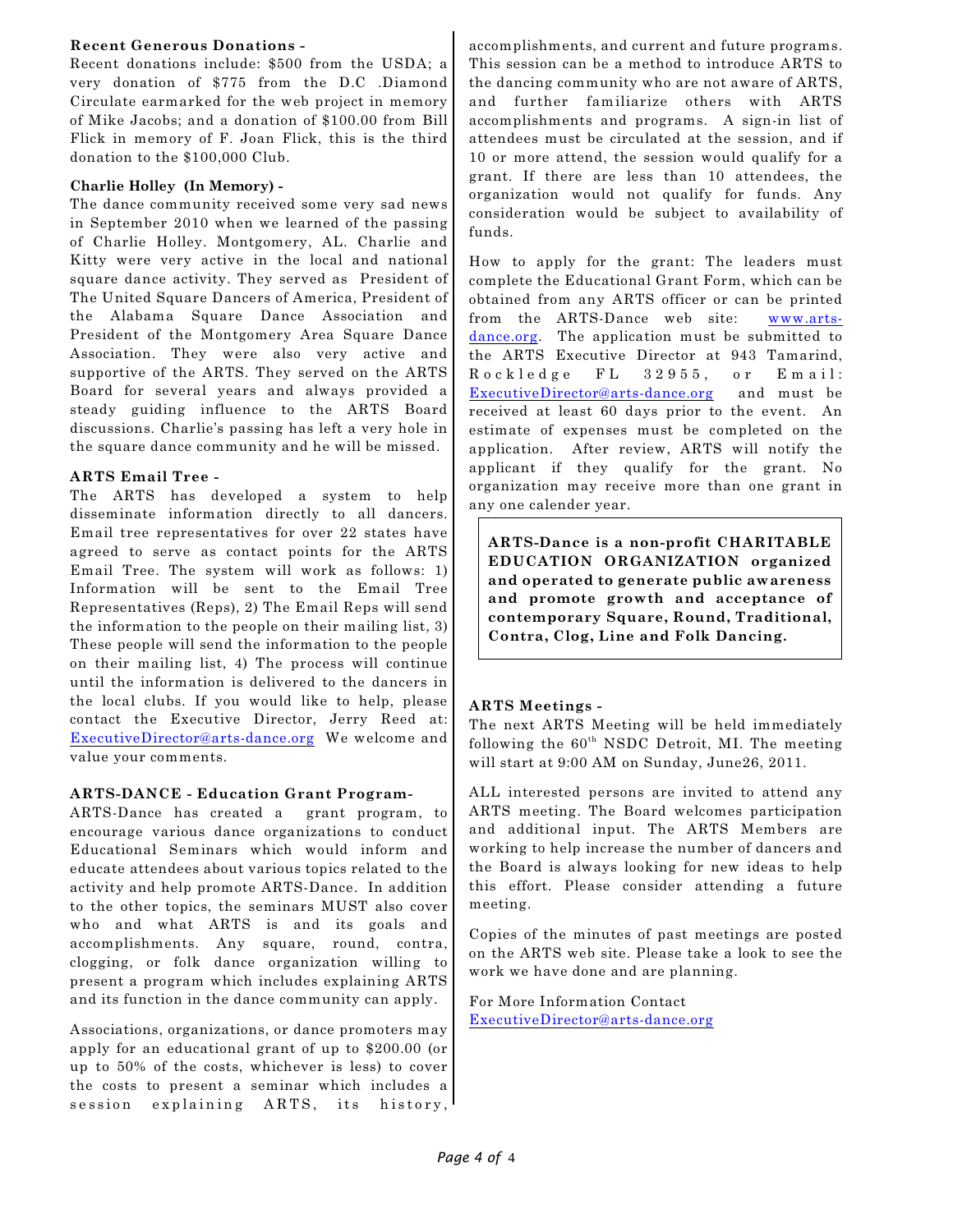**Recent Generous Donations -**

Recent donations include: $500 from the USDA; a very donation of $775 from the D.C .Diamond Circulate earmarked for the web project in memory of Mike Jacobs; and a donation of $100.00 from Bill Flick in memory of F. Joan Flick, this is the third donation to the $100,000 Club.

**Charlie Holley (In Memory) -**

The dance community received some very sad news in September 2010 when we learned of the passing of Charlie Holley. Montgomery, AL. Charlie and Kitty were very active in the local and national square dance activity. They served as President of The United Square Dancers of America, President of the Alabama Square Dance Association and President of the Montgomery Area Square Dance Association. They were also very active and supportive of the ARTS. They served on the ARTS Board for several years and always provided a steady guiding influence to the ARTS Board discussions. Charlie's passing has left a very hole in the square dance community and he will be missed.

**ARTS Email Tree -**

The ARTS has developed a system to help disseminate information directly to all dancers. Email tree representatives for over 22 states have agreed to serve as contact points for the ARTS Email Tree. The system will work as follows: 1) Information will be sent to the Email Tree Representatives (Reps), 2) The Email Reps will send the information to the people on their mailing list, 3) These people will send the information to the people on their mailing list, 4) The process will continue until the information is delivered to the dancers in the local clubs. If you would like to help, please contact the Executive Director, Jerry Reed at: ExecutiveDirector@arts-dance.org We welcome and value your comments.

**ARTS-DANCE - Education Grant Program-**

ARTS-Dance has created a grant program, to encourage various dance organizations to conduct Educational Seminars which would inform and educate attendees about various topics related to the activity and help promote ARTS-Dance. In addition to the other topics, the seminars MUST also cover who and what ARTS is and its goals and accomplishments. Any square, round, contra, clogging, or folk dance organization willing to present a program which includes explaining ARTS and its function in the dance community can apply.

Associations, organizations, or dance promoters may apply for an educational grant of up to $200.00 (or up to 50% of the costs, whichever is less) to cover the costs to present a seminar which includes a session explaining ARTS, its history, accomplishments, and current and future programs. This session can be a method to introduce ARTS to the dancing community who are not aware of ARTS, and further familiarize others with ARTS accomplishments and programs. A sign-in list of attendees must be circulated at the session, and if 10 or more attend, the session would qualify for a grant. If there are less than 10 attendees, the organization would not qualify for funds. Any consideration would be subject to availability of funds.

How to apply for the grant: The leaders must complete the Educational Grant Form, which can be obtained from any ARTS officer or can be printed from the ARTS-Dance web site: www.arts-dance.org. The application must be submitted to the ARTS Executive Director at 943 Tamarind, Rockledge FL 32955, or Email: ExecutiveDirector@arts-dance.org and must be received at least 60 days prior to the event. An estimate of expenses must be completed on the application. After review, ARTS will notify the applicant if they qualify for the grant. No organization may receive more than one grant in any one calender year.

**ARTS-Dance is a non-profit CHARITABLE EDUCATION ORGANIZATION organized and operated to generate public awareness and promote growth and acceptance of contemporary Square, Round, Traditional, Contra, Clog, Line and Folk Dancing.**

**ARTS Meetings -**

The next ARTS Meeting will be held immediately following the 60th NSDC Detroit, MI. The meeting will start at 9:00 AM on Sunday, June26, 2011.

ALL interested persons are invited to attend any ARTS meeting. The Board welcomes participation and additional input. The ARTS Members are working to help increase the number of dancers and the Board is always looking for new ideas to help this effort. Please consider attending a future meeting.

Copies of the minutes of past meetings are posted on the ARTS web site. Please take a look to see the work we have done and are planning.

For More Information Contact
ExecutiveDirector@arts-dance.org